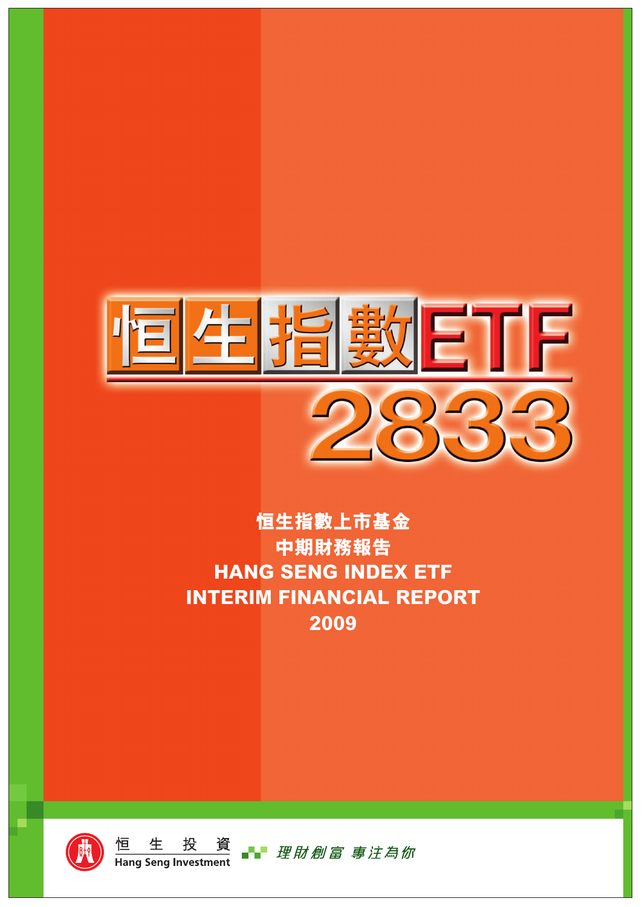# 恒生指數ETF 2833

## 恒生指數上市基金
## 中期財務報告
## HANG SENG INDEX ETF
## INTERIM FINANCIAL REPORT
## 2009

恒 生 投 資
Hang Seng Investment

理財創富 專注為你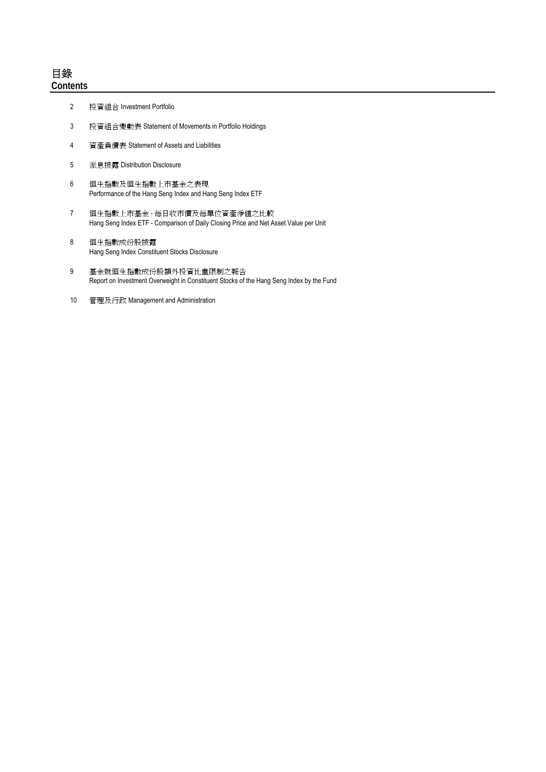# 目錄
# Contents

| | |
|---|---|
| 2 | 投資組合 Investment Portfolio |
| 3 | 投資組合變動表 Statement of Movements in Portfolio Holdings |
| 4 | 資產負債表 Statement of Assets and Liabilities |
| 5 | 派息披露 Distribution Disclosure |
| 6 | 恒生指數及恒生指數上市基金之表現<br>Performance of the Hang Seng Index and Hang Seng Index ETF |
| 7 | 恒生指數上市基金 - 每日收市價及每單位資產淨值之比較<br>Hang Seng Index ETF - Comparison of Daily Closing Price and Net Asset Value per Unit |
| 8 | 恒生指數成份股披露<br>Hang Seng Index Constituent Stocks Disclosure |
| 9 | 基金就恒生指數成份股額外投資比重限制之報告<br>Report on Investment Overweight in Constituent Stocks of the Hang Seng Index by the Fund |
| 10 | 管理及行政 Management and Administration |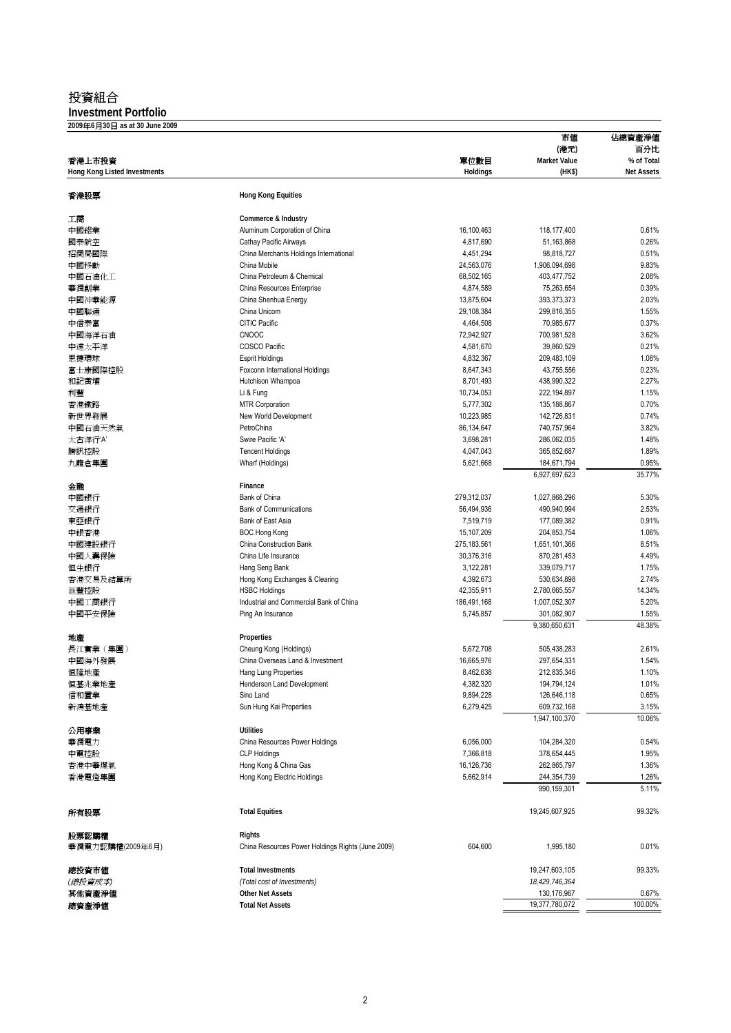# 投資組合
## Investment Portfolio

**2009年6月30日 as at 30 June 2009**

| 香港上市投資<br>Hong Kong Listed Investments | | 單位數目<br>Holdings | 市值<br>(港元)<br>Market Value<br>(HK$) | 佔總資產淨值<br>百分比<br>% of Total<br>Net Assets |
|---|---|---|---|---|
| **香港股票** | **Hong Kong Equities** | | | |
| **工商** | **Commerce & Industry** | | | |
| 中國鋁業 | Aluminum Corporation of China | 16,100,463 | 118,177,400 | 0.61% |
| 國泰航空 | Cathay Pacific Airways | 4,817,690 | 51,163,868 | 0.26% |
| 招商局國際 | China Merchants Holdings International | 4,451,294 | 98,818,727 | 0.51% |
| 中國移動 | China Mobile | 24,563,076 | 1,906,094,698 | 9.83% |
| 中國石油化工 | China Petroleum & Chemical | 68,502,165 | 403,477,752 | 2.08% |
| 華潤創業 | China Resources Enterprise | 4,874,589 | 75,263,654 | 0.39% |
| 中國神華能源 | China Shenhua Energy | 13,875,604 | 393,373,373 | 2.03% |
| 中國聯通 | China Unicom | 29,108,384 | 299,816,355 | 1.55% |
| 中信泰富 | CITIC Pacific | 4,464,508 | 70,985,677 | 0.37% |
| 中國海洋石油 | CNOOC | 72,942,927 | 700,981,528 | 3.62% |
| 中遠太平洋 | COSCO Pacific | 4,581,670 | 39,860,529 | 0.21% |
| 思捷環球 | Esprit Holdings | 4,832,367 | 209,483,109 | 1.08% |
| 富士康國際控股 | Foxconn International Holdings | 8,647,343 | 43,755,556 | 0.23% |
| 和記黃埔 | Hutchison Whampoa | 8,701,493 | 438,990,322 | 2.27% |
| 利豐 | Li & Fung | 10,734,053 | 222,194,897 | 1.15% |
| 香港鐵路 | MTR Corporation | 5,777,302 | 135,188,867 | 0.70% |
| 新世界發展 | New World Development | 10,223,985 | 142,726,831 | 0.74% |
| 中國石油天然氣 | PetroChina | 86,134,647 | 740,757,964 | 3.82% |
| 太古洋行'A' | Swire Pacific 'A' | 3,698,281 | 286,062,035 | 1.48% |
| 騰訊控股 | Tencent Holdings | 4,047,043 | 365,852,687 | 1.89% |
| 九龍倉集團 | Wharf (Holdings) | 5,621,668 | 184,671,794 | 0.95% |
| | | | 6,927,697,623 | 35.77% |
| **金融** | **Finance** | | | |
| 中國銀行 | Bank of China | 279,312,037 | 1,027,868,296 | 5.30% |
| 交通銀行 | Bank of Communications | 56,494,936 | 490,940,994 | 2.53% |
| 東亞銀行 | Bank of East Asia | 7,519,719 | 177,089,382 | 0.91% |
| 中銀香港 | BOC Hong Kong | 15,107,209 | 204,853,754 | 1.06% |
| 中國建設銀行 | China Construction Bank | 275,183,561 | 1,651,101,366 | 8.51% |
| 中國人壽保險 | China Life Insurance | 30,376,316 | 870,281,453 | 4.49% |
| 恒生銀行 | Hang Seng Bank | 3,122,281 | 339,079,717 | 1.75% |
| 香港交易及結算所 | Hong Kong Exchanges & Clearing | 4,392,673 | 530,634,898 | 2.74% |
| 滙豐控股 | HSBC Holdings | 42,355,911 | 2,780,665,557 | 14.34% |
| 中國工商銀行 | Industrial and Commercial Bank of China | 186,491,168 | 1,007,052,307 | 5.20% |
| 中國平安保險 | Ping An Insurance | 5,745,857 | 301,082,907 | 1.55% |
| | | | 9,380,650,631 | 48.38% |
| **地產** | **Properties** | | | |
| 長江實業（集團） | Cheung Kong (Holdings) | 5,672,708 | 505,438,283 | 2.61% |
| 中國海外發展 | China Overseas Land & Investment | 16,665,976 | 297,654,331 | 1.54% |
| 恒隆地產 | Hang Lung Properties | 8,462,638 | 212,835,346 | 1.10% |
| 恒基兆業地產 | Henderson Land Development | 4,382,320 | 194,794,124 | 1.01% |
| 信和置業 | Sino Land | 9,894,228 | 126,646,118 | 0.65% |
| 新鴻基地產 | Sun Hung Kai Properties | 6,279,425 | 609,732,168 | 3.15% |
| | | | 1,947,100,370 | 10.06% |
| **公用事業** | **Utilities** | | | |
| 華潤電力 | China Resources Power Holdings | 6,056,000 | 104,284,320 | 0.54% |
| 中電控股 | CLP Holdings | 7,366,818 | 378,654,445 | 1.95% |
| 香港中華煤氣 | Hong Kong & China Gas | 16,126,736 | 262,865,797 | 1.36% |
| 香港電燈集團 | Hong Kong Electric Holdings | 5,662,914 | 244,354,739 | 1.26% |
| | | | 990,159,301 | 5.11% |
| **所有股票** | **Total Equities** | | 19,245,607,925 | 99.32% |
| **股票認購權** | **Rights** | | | |
| 華潤電力認購權(2009年6月) | China Resources Power Holdings Rights (June 2009) | 604,600 | 1,995,180 | 0.01% |
| **總投資市值** | **Total Investments** | | 19,247,603,105 | 99.33% |
| *(總投資成本)* | *(Total cost of Investments)* | | *18,429,746,364* | |
| **其他資產淨值** | **Other Net Assets** | | 130,176,967 | 0.67% |
| **總資產淨值** | **Total Net Assets** | | 19,377,780,072 | 100.00% |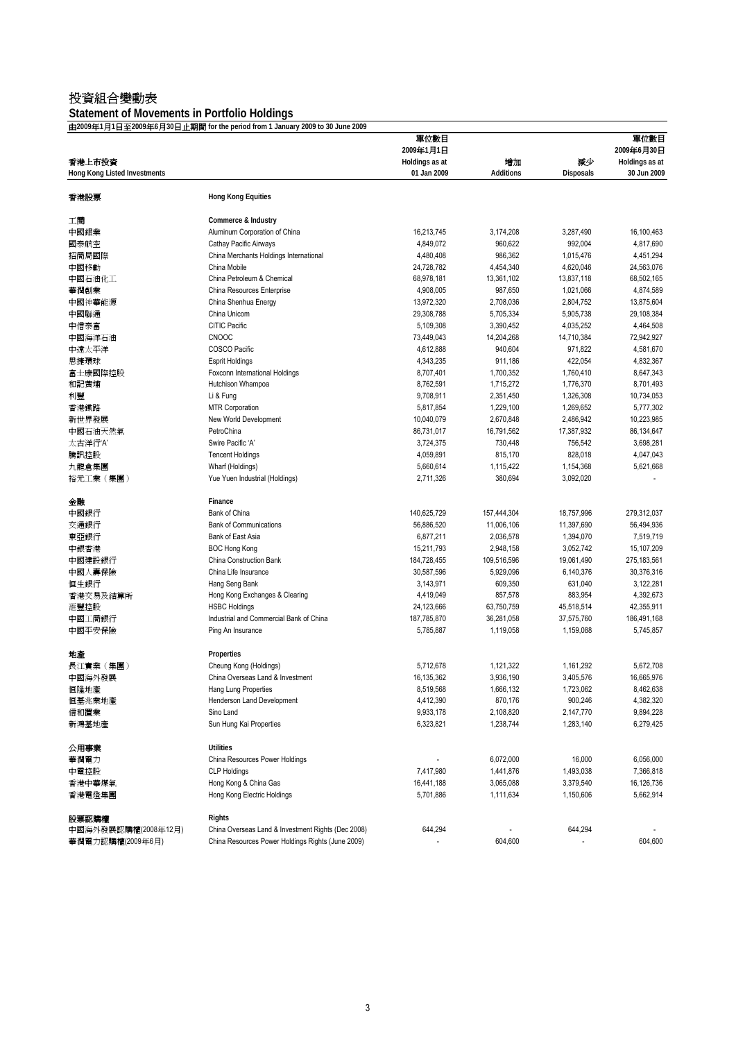# 投資組合變動表

## Statement of Movements in Portfolio Holdings

**由2009年1月1日至2009年6月30日止期間 for the period from 1 January 2009 to 30 June 2009**

| 香港上市投資<br>Hong Kong Listed Investments | | 單位數目<br>2009年1月1日<br>Holdings as at<br>01 Jan 2009 | 增加<br>Additions | 減少<br>Disposals | 單位數目<br>2009年6月30日<br>Holdings as at<br>30 Jun 2009 |
|---|---|---|---|---|---|
| **香港股票** | **Hong Kong Equities** | | | | |
| **工商** | **Commerce & Industry** | | | | |
| 中國鋁業 | Aluminum Corporation of China | 16,213,745 | 3,174,208 | 3,287,490 | 16,100,463 |
| 國泰航空 | Cathay Pacific Airways | 4,849,072 | 960,622 | 992,004 | 4,817,690 |
| 招商局國際 | China Merchants Holdings International | 4,480,408 | 986,362 | 1,015,476 | 4,451,294 |
| 中國移動 | China Mobile | 24,728,782 | 4,454,340 | 4,620,046 | 24,563,076 |
| 中國石油化工 | China Petroleum & Chemical | 68,978,181 | 13,361,102 | 13,837,118 | 68,502,165 |
| 華潤創業 | China Resources Enterprise | 4,908,005 | 987,650 | 1,021,066 | 4,874,589 |
| 中國神華能源 | China Shenhua Energy | 13,972,320 | 2,708,036 | 2,804,752 | 13,875,604 |
| 中國聯通 | China Unicom | 29,308,788 | 5,705,334 | 5,905,738 | 29,108,384 |
| 中信泰富 | CITIC Pacific | 5,109,308 | 3,390,452 | 4,035,252 | 4,464,508 |
| 中國海洋石油 | CNOOC | 73,449,043 | 14,204,268 | 14,710,384 | 72,942,927 |
| 中遠太平洋 | COSCO Pacific | 4,612,888 | 940,604 | 971,822 | 4,581,670 |
| 思捷環球 | Esprit Holdings | 4,343,235 | 911,186 | 422,054 | 4,832,367 |
| 富士康國際控股 | Foxconn International Holdings | 8,707,401 | 1,700,352 | 1,760,410 | 8,647,343 |
| 和記黃埔 | Hutchison Whampoa | 8,762,591 | 1,715,272 | 1,776,370 | 8,701,493 |
| 利豐 | Li & Fung | 9,708,911 | 2,351,450 | 1,326,308 | 10,734,053 |
| 香港鐵路 | MTR Corporation | 5,817,854 | 1,229,100 | 1,269,652 | 5,777,302 |
| 新世界發展 | New World Development | 10,040,079 | 2,670,848 | 2,486,942 | 10,223,985 |
| 中國石油天然氣 | PetroChina | 86,731,017 | 16,791,562 | 17,387,932 | 86,134,647 |
| 太古洋行'A' | Swire Pacific 'A' | 3,724,375 | 730,448 | 756,542 | 3,698,281 |
| 騰訊控股 | Tencent Holdings | 4,059,891 | 815,170 | 828,018 | 4,047,043 |
| 九龍倉集團 | Wharf (Holdings) | 5,660,614 | 1,115,422 | 1,154,368 | 5,621,668 |
| 裕元工業（集團） | Yue Yuen Industrial (Holdings) | 2,711,326 | 380,694 | 3,092,020 | - |
| **金融** | **Finance** | | | | |
| 中國銀行 | Bank of China | 140,625,729 | 157,444,304 | 18,757,996 | 279,312,037 |
| 交通銀行 | Bank of Communications | 56,886,520 | 11,006,106 | 11,397,690 | 56,494,936 |
| 東亞銀行 | Bank of East Asia | 6,877,211 | 2,036,578 | 1,394,070 | 7,519,719 |
| 中銀香港 | BOC Hong Kong | 15,211,793 | 2,948,158 | 3,052,742 | 15,107,209 |
| 中國建設銀行 | China Construction Bank | 184,728,455 | 109,516,596 | 19,061,490 | 275,183,561 |
| 中國人壽保險 | China Life Insurance | 30,587,596 | 5,929,096 | 6,140,376 | 30,376,316 |
| 恒生銀行 | Hang Seng Bank | 3,143,971 | 609,350 | 631,040 | 3,122,281 |
| 香港交易及結算所 | Hong Kong Exchanges & Clearing | 4,419,049 | 857,578 | 883,954 | 4,392,673 |
| 滙豐控股 | HSBC Holdings | 24,123,666 | 63,750,759 | 45,518,514 | 42,355,911 |
| 中國工商銀行 | Industrial and Commercial Bank of China | 187,785,870 | 36,281,058 | 37,575,760 | 186,491,168 |
| 中國平安保險 | Ping An Insurance | 5,785,887 | 1,119,058 | 1,159,088 | 5,745,857 |
| **地產** | **Properties** | | | | |
| 長江實業（集團） | Cheung Kong (Holdings) | 5,712,678 | 1,121,322 | 1,161,292 | 5,672,708 |
| 中國海外發展 | China Overseas Land & Investment | 16,135,362 | 3,936,190 | 3,405,576 | 16,665,976 |
| 恒隆地產 | Hang Lung Properties | 8,519,568 | 1,666,132 | 1,723,062 | 8,462,638 |
| 恒基兆業地產 | Henderson Land Development | 4,412,390 | 870,176 | 900,246 | 4,382,320 |
| 信和置業 | Sino Land | 9,933,178 | 2,108,820 | 2,147,770 | 9,894,228 |
| 新鴻基地產 | Sun Hung Kai Properties | 6,323,821 | 1,238,744 | 1,283,140 | 6,279,425 |
| **公用事業** | **Utilities** | | | | |
| 華潤電力 | China Resources Power Holdings | - | 6,072,000 | 16,000 | 6,056,000 |
| 中電控股 | CLP Holdings | 7,417,980 | 1,441,876 | 1,493,038 | 7,366,818 |
| 香港中華煤氣 | Hong Kong & China Gas | 16,441,188 | 3,065,088 | 3,379,540 | 16,126,736 |
| 香港電燈集團 | Hong Kong Electric Holdings | 5,701,886 | 1,111,634 | 1,150,606 | 5,662,914 |
| **股票認購權** | **Rights** | | | | |
| 中國海外發展認購權(2008年12月) | China Overseas Land & Investment Rights (Dec 2008) | 644,294 | - | 644,294 | - |
| 華潤電力認購權(2009年6月) | China Resources Power Holdings Rights (June 2009) | - | 604,600 | - | 604,600 |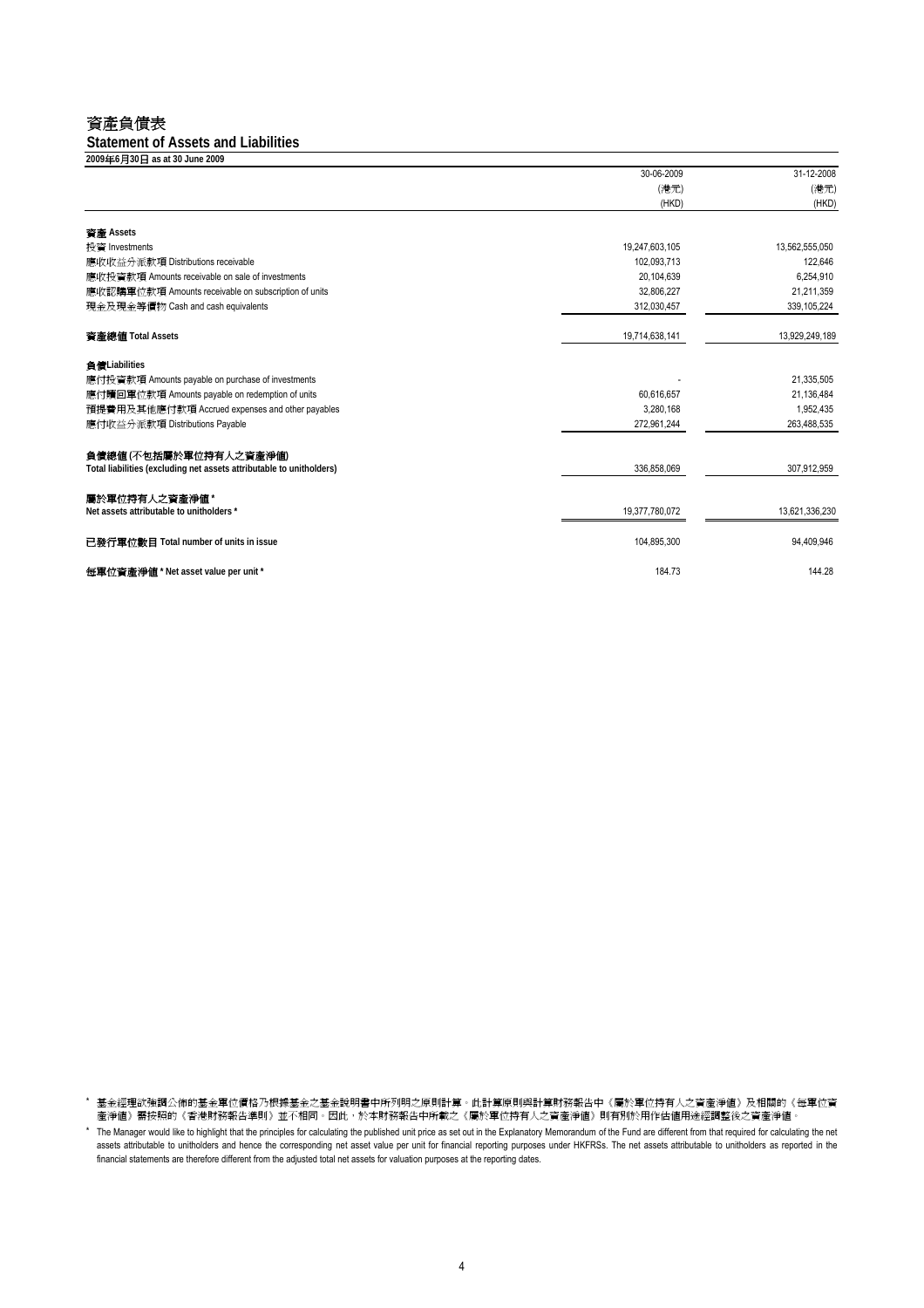# 資產負債表

## Statement of Assets and Liabilities

**2009年6月30日 as at 30 June 2009**

| | 30-06-2009<br>(港元)<br>(HKD) | 31-12-2008<br>(港元)<br>(HKD) |
|---|---|---|
| **資產 Assets** | | |
| 投資 Investments | 19,247,603,105 | 13,562,555,050 |
| 應收收益分派款項 Distributions receivable | 102,093,713 | 122,646 |
| 應收投資款項 Amounts receivable on sale of investments | 20,104,639 | 6,254,910 |
| 應收認購單位款項 Amounts receivable on subscription of units | 32,806,227 | 21,211,359 |
| 現金及現金等價物 Cash and cash equivalents | 312,030,457 | 339,105,224 |
| **資產總值 Total Assets** | 19,714,638,141 | 13,929,249,189 |
| **負債Liabilities** | | |
| 應付投資款項 Amounts payable on purchase of investments | - | 21,335,505 |
| 應付贖回單位款項 Amounts payable on redemption of units | 60,616,657 | 21,136,484 |
| 預提費用及其他應付款項 Accrued expenses and other payables | 3,280,168 | 1,952,435 |
| 應付收益分派款項 Distributions Payable | 272,961,244 | 263,488,535 |
| **負債總值 (不包括屬於單位持有人之資產淨值)**<br>**Total liabilities (excluding net assets attributable to unitholders)** | 336,858,069 | 307,912,959 |
| **屬於單位持有人之資產淨值 ***<br>**Net assets attributable to unitholders *** | 19,377,780,072 | 13,621,336,230 |
| **已發行單位數目 Total number of units in issue** | 104,895,300 | 94,409,946 |
| **每單位資產淨值 * Net asset value per unit *** | 184.73 | 144.28 |

\* 基金經理欲強調公佈的基金單位價格乃根據基金之基金說明書中所列明之原則計算。此計算原則與計算財務報告中《屬於單位持有人之資產淨值》及相關的《每單位資產淨值》需按照的《香港財務報告準則》並不相同。因此，於本財務報告中所載之《屬於單位持有人之資產淨值》則有別於用作估值用途經調整後之資產淨值。

\* The Manager would like to highlight that the principles for calculating the published unit price as set out in the Explanatory Memorandum of the Fund are different from that required for calculating the net assets attributable to unitholders and hence the corresponding net asset value per unit for financial reporting purposes under HKFRSs. The net assets attributable to unitholders as reported in the financial statements are therefore different from the adjusted total net assets for valuation purposes at the reporting dates.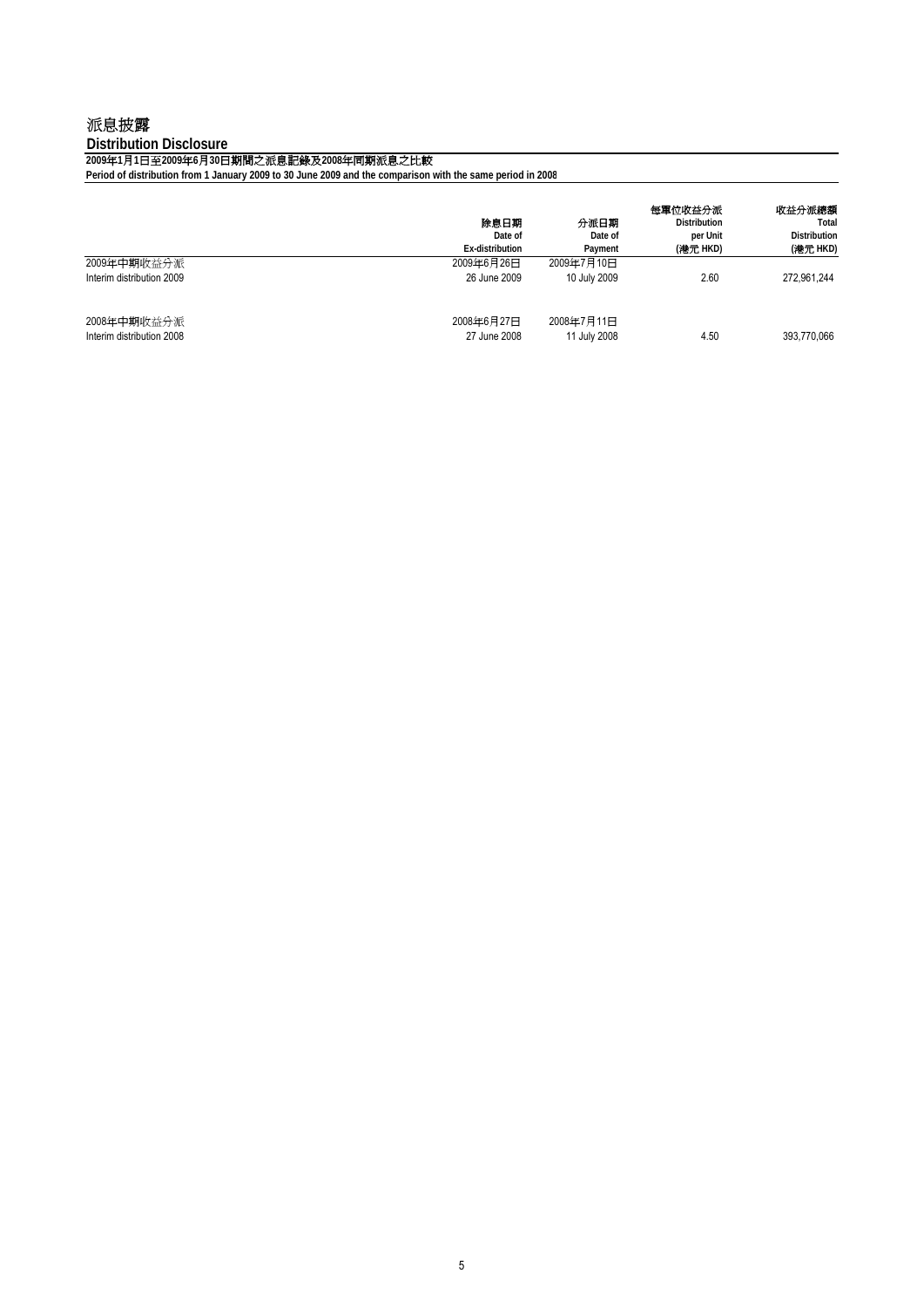# 派息披露

## Distribution Disclosure

**2009年1月1日至2009年6月30日期間之派息記錄及2008年同期派息之比較**

**Period of distribution from 1 January 2009 to 30 June 2009 and the comparison with the same period in 2008**

| | 除息日期<br>Date of<br>Ex-distribution | 分派日期<br>Date of<br>Payment | 每單位收益分派<br>Distribution<br>per Unit<br>(港元 HKD) | 收益分派總額<br>Total<br>Distribution<br>(港元 HKD) |
|---|---|---|---|---|
| 2009年中期收益分派<br>Interim distribution 2009 | 2009年6月26日<br>26 June 2009 | 2009年7月10日<br>10 July 2009 | 2.60 | 272,961,244 |
| 2008年中期收益分派<br>Interim distribution 2008 | 2008年6月27日<br>27 June 2008 | 2008年7月11日<br>11 July 2008 | 4.50 | 393,770,066 |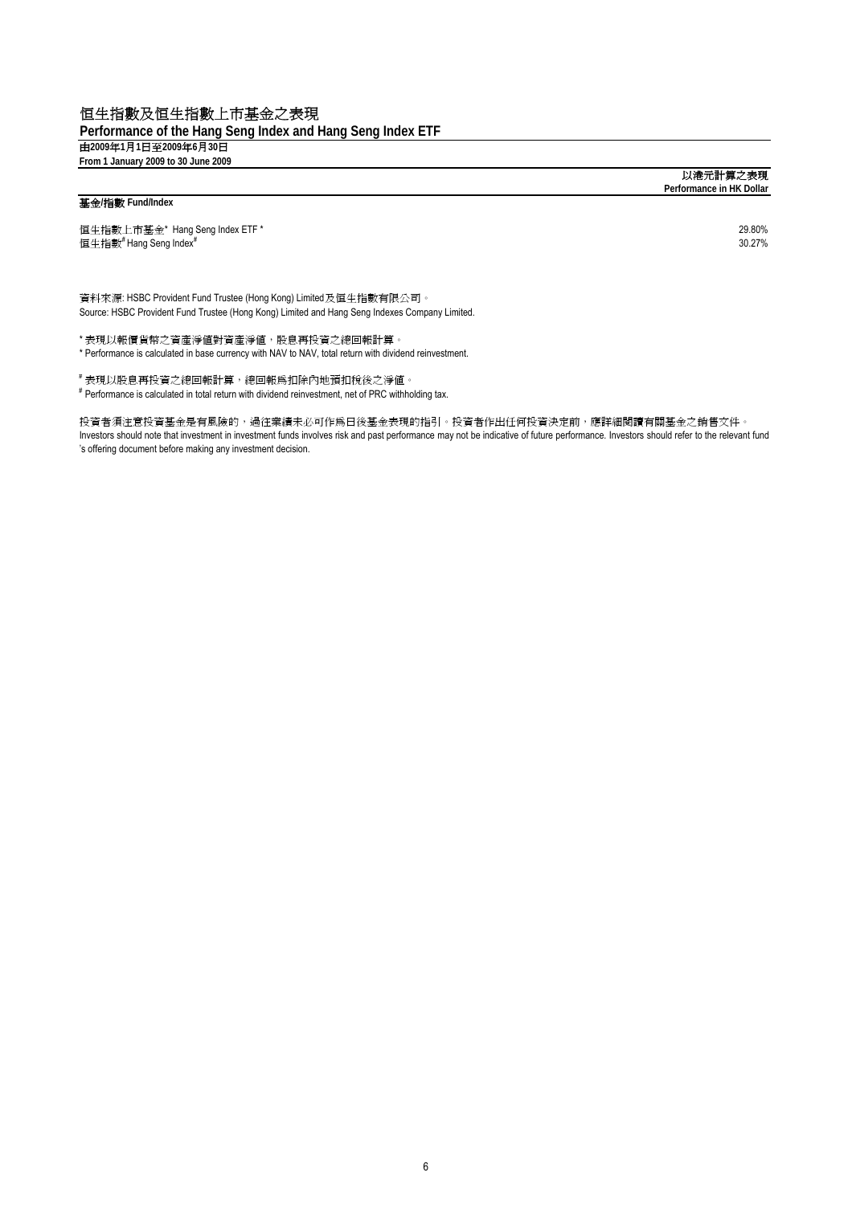# 恒生指數及恒生指數上市基金之表現
## Performance of the Hang Seng Index and Hang Seng Index ETF

**由2009年1月1日至2009年6月30日**
**From 1 January 2009 to 30 June 2009**

| 基金/指數 Fund/Index | 以港元計算之表現 Performance in HK Dollar |
|---|---|
| 恒生指數上市基金* Hang Seng Index ETF * | 29.80% |
| 恒生指數# Hang Seng Index# | 30.27% |

資料來源: HSBC Provident Fund Trustee (Hong Kong) Limited及恒生指數有限公司。
Source: HSBC Provident Fund Trustee (Hong Kong) Limited and Hang Seng Indexes Company Limited.

* 表現以報價貨幣之資產淨值對資產淨值，股息再投資之總回報計算。
* Performance is calculated in base currency with NAV to NAV, total return with dividend reinvestment.

# 表現以股息再投資之總回報計算，總回報爲扣除內地預扣稅後之淨值。
# Performance is calculated in total return with dividend reinvestment, net of PRC withholding tax.

投資者須注意投資基金是有風險的，過往業績未必可作爲日後基金表現的指引。投資者作出任何投資決定前，應詳細閱讀有關基金之銷售文件。
Investors should note that investment in investment funds involves risk and past performance may not be indicative of future performance. Investors should refer to the relevant fund's offering document before making any investment decision.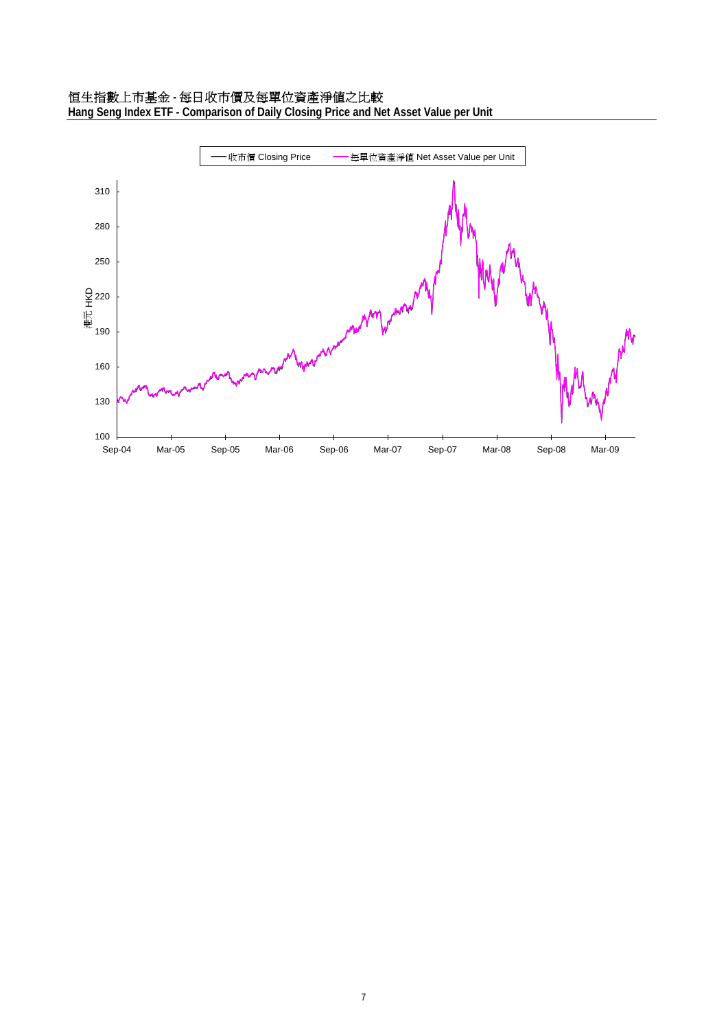恒生指數上市基金 - 每日收市價及每單位資產淨值之比較

**Hang Seng Index ETF - Comparison of Daily Closing Price and Net Asset Value per Unit**

收市價 Closing Price

每單位資產淨值 Net Asset Value per Unit

港元 HKD

310

280

250

220

190

160

130

100

Sep-04 Mar-05 Sep-05 Mar-06 Sep-06 Mar-07 Sep-07 Mar-08 Sep-08 Mar-09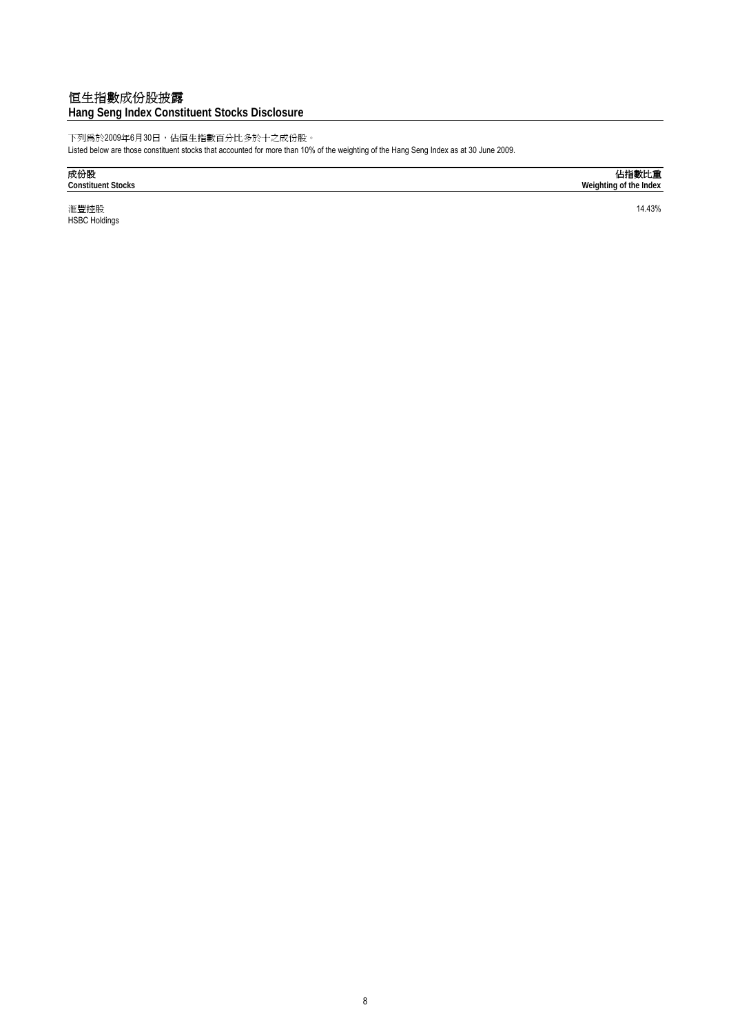# 恒生指數成份股披露
# Hang Seng Index Constituent Stocks Disclosure

下列爲於2009年6月30日，佔恒生指數百分比多於十之成份股。

Listed below are those constituent stocks that accounted for more than 10% of the weighting of the Hang Seng Index as at 30 June 2009.

| 成份股<br>Constituent Stocks | 佔指數比重<br>Weighting of the Index |
|---|---|
| 滙豐控股<br>HSBC Holdings | 14.43% |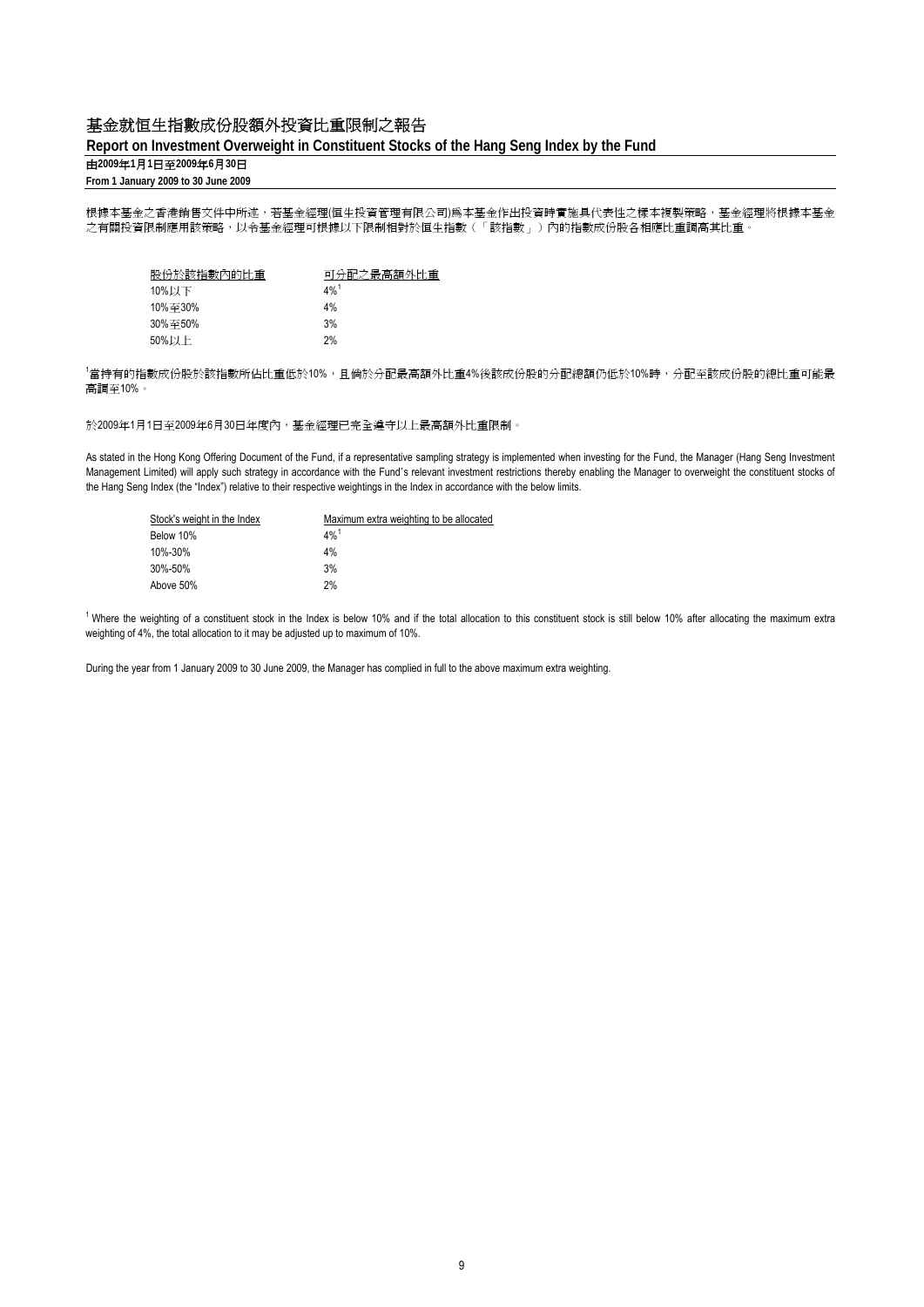# 基金就恒生指數成份股額外投資比重限制之報告

## Report on Investment Overweight in Constituent Stocks of the Hang Seng Index by the Fund

**由2009年1月1日至2009年6月30日**

**From 1 January 2009 to 30 June 2009**

根據本基金之香港銷售文件中所述，若基金經理(恒生投資管理有限公司)爲本基金作出投資時實施具代表性之樣本複製策略，基金經理將根據本基金之有關投資限制應用該策略，以令基金經理可根據以下限制相對於恒生指數（「該指數」）內的指數成份股各相應比重調高其比重。

| 股份於該指數內的比重 | 可分配之最高額外比重 |
|---|---|
| 10%以下 | 4%[1] |
| 10%至30% | 4% |
| 30%至50% | 3% |
| 50%以上 | 2% |

[1]當持有的指數成份股於該指數所佔比重低於10%，且倘於分配最高額外比重4%後該成份股的分配總額仍低於10%時，分配至該成份股的總比重可能最高調至10%。

於2009年1月1日至2009年6月30日年度內，基金經理已完全遵守以上最高額外比重限制。

As stated in the Hong Kong Offering Document of the Fund, if a representative sampling strategy is implemented when investing for the Fund, the Manager (Hang Seng Investment Management Limited) will apply such strategy in accordance with the Fund's relevant investment restrictions thereby enabling the Manager to overweight the constituent stocks of the Hang Seng Index (the "Index") relative to their respective weightings in the Index in accordance with the below limits.

| Stock's weight in the Index | Maximum extra weighting to be allocated |
|---|---|
| Below 10% | 4%[1] |
| 10%-30% | 4% |
| 30%-50% | 3% |
| Above 50% | 2% |

[1] Where the weighting of a constituent stock in the Index is below 10% and if the total allocation to this constituent stock is still below 10% after allocating the maximum extra weighting of 4%, the total allocation to it may be adjusted up to maximum of 10%.

During the year from 1 January 2009 to 30 June 2009, the Manager has complied in full to the above maximum extra weighting.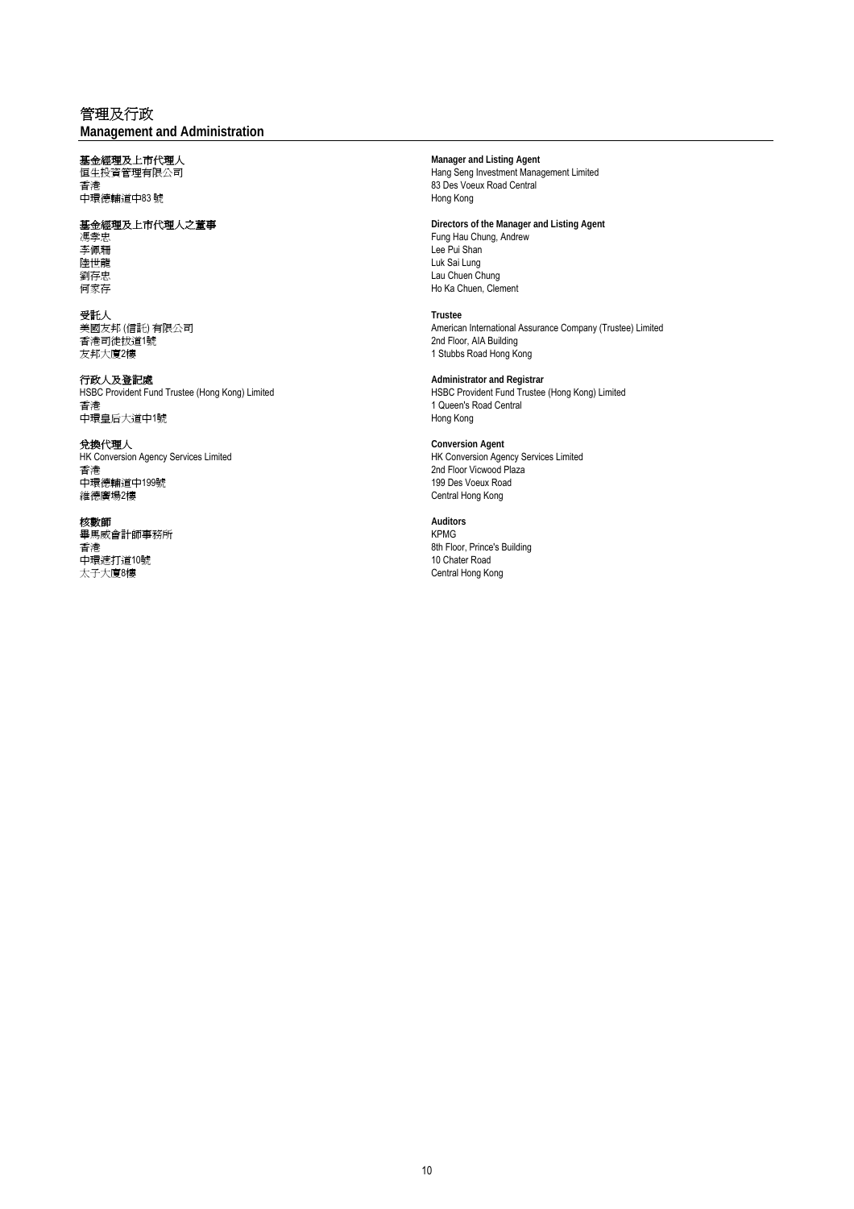# 管理及行政
# Management and Administration

**基金經理及上市代理人**
恒生投資管理有限公司
香港
中環德輔道中83 號

**Manager and Listing Agent**
Hang Seng Investment Management Limited
83 Des Voeux Road Central
Hong Kong

**基金經理及上市代理人之董事**
馮孝忠
李佩珊
陸世龍
劉存忠
何家存

**Directors of the Manager and Listing Agent**
Fung Hau Chung, Andrew
Lee Pui Shan
Luk Sai Lung
Lau Chuen Chung
Ho Ka Chuen, Clement

**受託人**
美國友邦 (信託) 有限公司
香港司徒拔道1號
友邦大廈2樓

**Trustee**
American International Assurance Company (Trustee) Limited
2nd Floor, AIA Building
1 Stubbs Road Hong Kong

**行政人及登記處**
HSBC Provident Fund Trustee (Hong Kong) Limited
香港
中環皇后大道中1號

**Administrator and Registrar**
HSBC Provident Fund Trustee (Hong Kong) Limited
1 Queen's Road Central
Hong Kong

**兌換代理人**
HK Conversion Agency Services Limited
香港
中環德輔道中199號
維德廣場2樓

**Conversion Agent**
HK Conversion Agency Services Limited
2nd Floor Vicwood Plaza
199 Des Voeux Road
Central Hong Kong

**核數師**
畢馬威會計師事務所
香港
中環遮打道10號
太子大廈8樓

**Auditors**
KPMG
8th Floor, Prince's Building
10 Chater Road
Central Hong Kong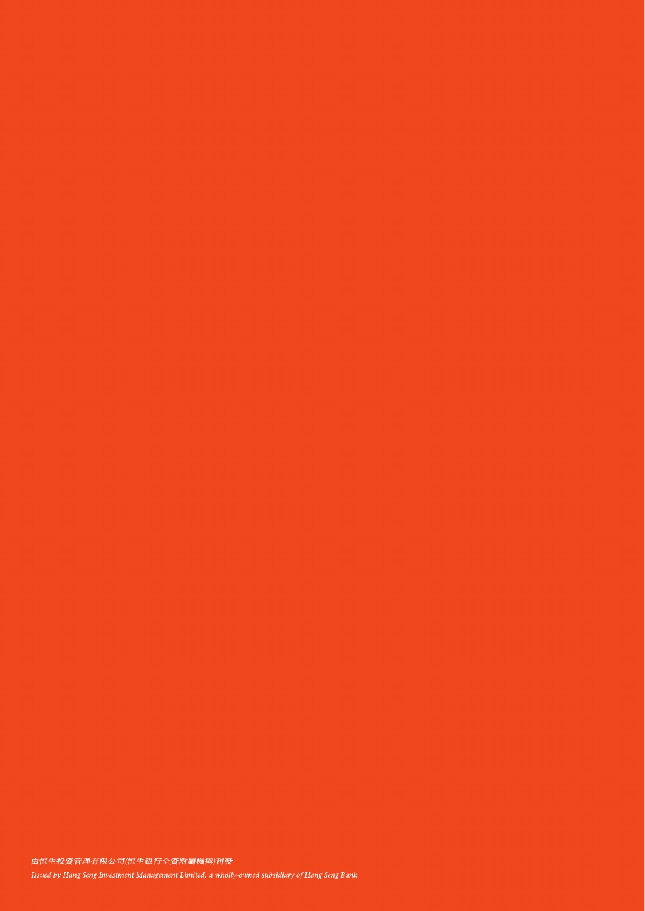*由恒生投資管理有限公司(恒生銀行全資附屬機構)刊發*

*Issued by Hang Seng Investment Management Limited, a wholly-owned subsidiary of Hang Seng Bank*